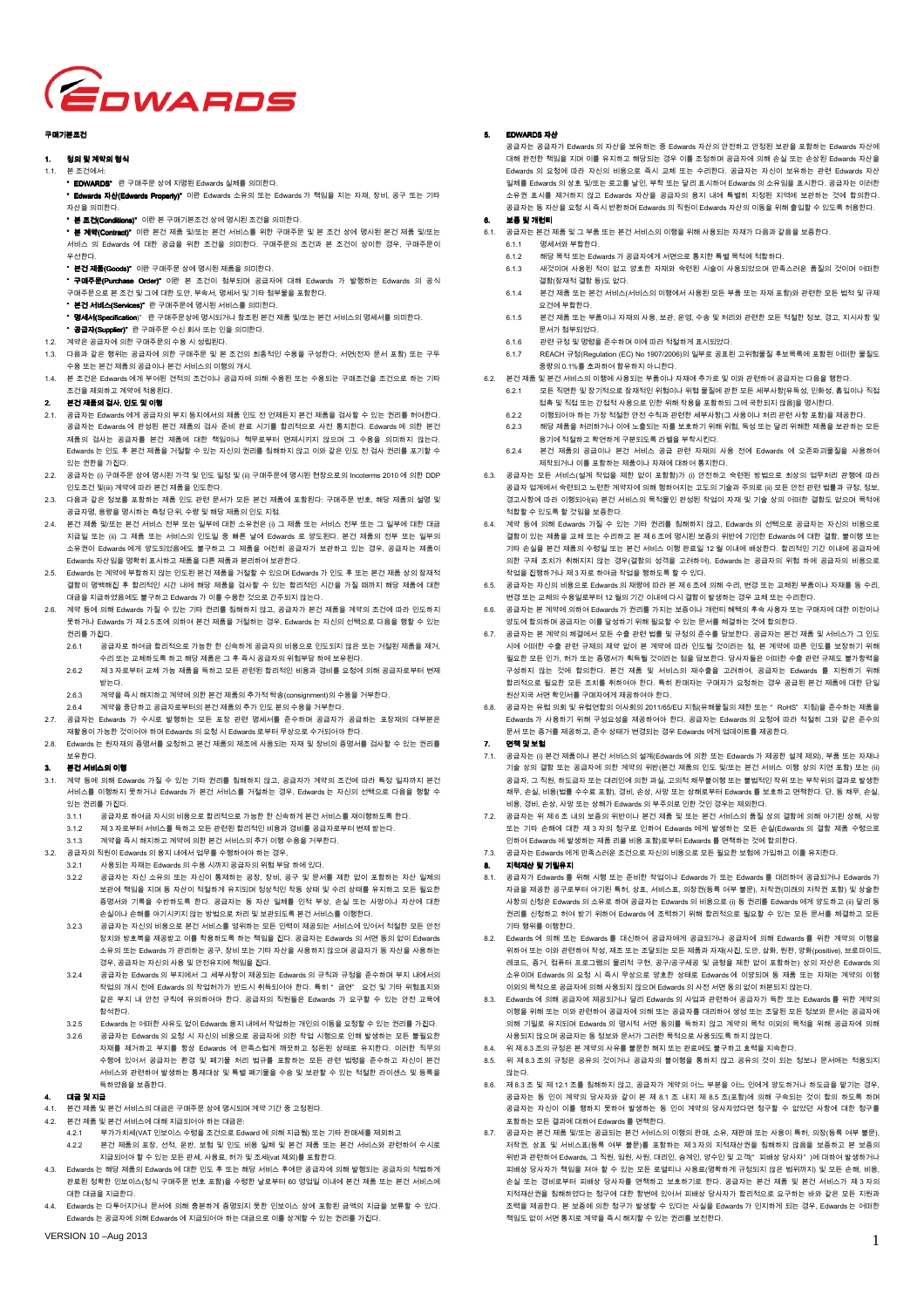# 구매기본조건

## 1. 정의 및 계약의 형식

1.1. 본 조건에서:

* **EDWARDS**" 란 구매주문 상에 지명된 Edwards 실체를 의미한다.

* **Edwards 자산(Edwards Property)**" 이란 Edwards 소유의 또는 Edwards 가 책임을 지는 자재, 장비, 공구 또는 기타 자산을 의미한다.

* **본 조건(Conditions)**" 이란 본 구매기본조건 상에 명시된 조건을 의미한다.

* **본 계약(Contract)**" 이란 본건 제품 및/또는 본건 서비스를 위한 구매주문 및 본 조건 상에 명시된 본건 제품 및/또는 서비스의 Edwards 에 대한 공급을 위한 조건을 의미한다. 구매주문의 조건과 본 조건이 상이한 경우, 구매주문이 우선한다.

* **본건 제품(Goods)**" 이란 구매주문 상에 명시된 제품을 의미한다.

* **구매주문(Purchase Order)**" 이란 본 조건이 첨부되며 공급자에 대해 Edwards 가 발행하는 Edwards 의 공식 구매주문으로 본 조건 및 그에 대한 도안, 부속서, 명세서 및 기타 첨부물을 포함한다.

* **본건 서비스(Services)**" 란 구매주문에 명시된 서비스를 의미한다.

* **명세서(Specification)**" 란 구매주문상에 명시되거나 참조된 본건 제품 및/또는 본건 서비스의 명세서를 의미한다.

* **공급자(Supplier)**" 란 구매주문 수신 회사 또는 인을 의미한다.

1.2. 계약은 공급자에 의한 구매주문의 수용 시 성립된다.

1.3. 다음과 같은 행위는 공급자에 의한 구매주문 및 본 조건의 최종적인 수용을 구성한다; 서면(전자 문서 포함) 또는 구두 수용 또는 본건 제품의 공급 이나 본건 서비스의 이행의 개시.

1.4. 본 조건은 Edwards 에게 부여된 견적의 조건이나 공급자에 의해 수용된 또는 수용되는 구매조건을 조건으로 하는 기타 조건을 제외하고 계약에 적용된다.

## 2. 본건 제품의 검사, 인도 및 이행

2.1. 공급자는 Edwards 에게 공급자의 부지 등지에서의 제품 인도 전 언제든지 본건 제품을 검사할 수 있는 권리를 허여한다. 공급자는 Edwards 에 완성된 본건 제품의 검사 준비 완료 시기를 합리적으로 사전 통지한다. Edwards 에 의한 본건 제품의 검사는 공급자를 본건 제품에 대한 책임이나 책무로부터 면제시키지 않으며 그 수용을 의미하지 않는다. Edwards 는 인도 후 본건 제품을 거절할 수 있는 자신의 권리를 침해하지 않고 이와 같은 인도 전 검사 권리를 포기할 수 있는 권한을 가진다.

2.2. 공급자는 (i) 구매주문 상에 명시된 가격 및 인도 일정 및 (ii) 구매주문에 명시된 현장으로의 Incoterms 2010 에 의한 DDP 인도조건 및(iii) 계약에 따라 본건 제품을 인도한다.

2.3. 다음과 같은 정보를 포함하는 제품 인도 관련 문서가 모든 본건 제품에 포함된다: 구매주문 번호, 해당 제품의 설명 및 공급자명, 용량을 명시하는 측정 단위, 수량 및 해당 제품의 인도 지점.

2.4. 본건 제품 및/또는 본건 서비스 전부 또는 일부에 대한 소유권은 (i) 그 제품 또는 서비스 전부 또는 그 일부에 대한 대금 지급일 또는 (ii) 그 제품 또는 서비스의 인도일 중 빠른 날에 Edwards 로 양도된다. 본건 제품의 전부 또는 일부의 소유권이 Edwards 에게 양도되었음에도 불구하고 그 제품을 여전히 공급자가 보관하고 있는 경우, 공급자는 제품이 Edwards 자산임을 명확히 표시하고 제품을 다른 제품과 분리하여 보관한다.

2.5. Edwards 는 계약에 부합하지 않는 인도된 본건 제품을 거절할 수 있으며 Edwards 가 인도 후 또는 본건 제품 상의 잠재적 결함이 명백해진 후 합리적인 시간 내에 해당 제품을 검사할 수 있는 합리적인 시간을 가질 때까지 해당 제품에 대한 대금을 지급하였음에도 불구하고 Edwards 가 이를 수용한 것으로 간주되지 않는다.

2.6. 계약 등에 의해 Edwards 가 가질 수 있는 기타 권리를 침해하지 않고, 공급자가 본건 제품을 계약의 조건에 따라 인도하지 못하거나 Edwards 가 제 2.5 조에 의하여 본건 제품을 거절하는 경우, Edwards 는 자신의 선택으로 다음을 행할 수 있는 권리를 가진다.

 2.6.1 공급자로 하여금 합리적으로 가능한 한 신속하게 공급자의 비용으로 인도되지 않은 또는 거절된 제품을 제거, 수리 또는 교체하도록 하고 해당 제품은 그 후 즉시 공급자의 위험부담 하에 보유된다.

 2.6.2 제 3 자로부터 교체 가능 제품을 득하고 모든 관련된 합리적인 비용과 경비를 요청에 의해 공급자로부터 변제 받는다.

 2.6.3 계약을 즉시 해지하고 계약에 의한 본건 제품의 추가적 탁송(consignment)의 수용을 거부한다.

 2.6.4 계약을 중단하고 공급자로부터의 본건 제품의 추가 인도 분의 수용을 거부한다.

2.7. 공급자는 Edwards 가 수시로 발행하는 모든 포장 관련 명세서를 준수하며 공급자가 공급하는 포장재의 대부분은 재활용이 가능한 것이어야 하며 Edwards 의 요청 시 Edwards 로부터 무상으로 수거되어야 한다.

2.8. Edwards 는 현재재의 증명서를 요청하고 본건 제품의 제조에 사용되는 자재 및 장비의 증명서를 검사할 수 있는 권리를 보유한다.

## 3. 본건 서비스의 이행

3.1. 계약 등에 의해 Edwards 가 가질 수 있는 기타 권리를 침해하지 않고, 공급자가 계약의 조건에 따라 특정 일자까지 본건 서비스를 이행하지 못하거나 Edwards 가 본건 서비스를 거절하는 경우, Edwards 는 자신의 선택으로 다음을 행할 수 있는 권리를 가진다.

 3.1.1 공급자로 하여금 자신의 비용으로 합리적으로 가능한 한 신속하게 공급자의 본건 서비스를 재이행하도록 한다.

 3.1.2 제 3 자로부터 서비스를 득하고 모든 관련된 합리적인 비용과 경비를 공급자로부터 변제 받는다.

 3.1.3 계약을 즉시 해지하고 계약에 의한 본건 서비스의 추가 이행 수용을 거부한다.

3.2. 공급자의 직원이 Edwards 의 용지 내에서 업무를 수행하여야 하는 경우,

 3.2.1 사용되는 자재는 Edwards 의 소유 시까지 공급자의 위험 부담 하에 있다.

 3.2.2 공급자는 자신 소유의 또는 자신이 통제하는 공장, 장비, 공구 및 문서를 제한 없이 포함하는 자산 일체의 보관에 책임을 지며 동 자산이 적절하게 유지되며 정상적인 작동 상태 및 수리 상태를 유지하고 모든 필요한 증명서와 기록을 수반하도록 한다. 공급자는 동 자산 일체를 인적 부상, 손실 또는 사망이나 자산에 대한 손실이나 손해를 야기시키지 않는 방법으로 처리 및 보관되도록 본건 서비스를 이행한다.

 3.2.3 공급자는 자신의 비용으로 본건 서비스를 영위하는 모든 인력이 제공되는 서비스에 있어서 적절한 모든 안전 장치와 방호복을 제공받고 이를 착용하도록 하는 책임을 진다. 공급자는 Edwards 의 서면 동의 없이 Edwards 소유의 또는 Edwards 가 관리하는 공구, 장비 또는 기타 자산을 사용하지 않으며 공급자가 동 자산을 사용하는 경우, 공급자는 자신의 사용 및 안전유지에 책임을 진다.

 3.2.4 공급자는 Edwards 의 부지에서 그 세부사항이 제공되는 Edwards 의 규칙과 규정을 준수하며 부지 내에서의 작업의 개시 전에 Edwards 의 작업허가가 반드시 취득되어야 한다. 특히 " 금연" 요건 및 기타 위험표지와 같은 부지 내 안전 규칙에 유념하여야 한다. 공급자의 직원들은 Edwards 가 요구할 수 있는 안전 교육에 참석한다.

 3.2.5 Edwards 는 어떠한 사유도 없이 Edwards 용지 내에서 작업하는 개인의 이동을 요청할 수 있는 권리를 가진다.

 3.2.6 공급자는 Edwards 의 요청 시 자신의 비용으로 공급자에 의한 작업 시행으로 인해 발생하는 모든 불필요한 자재를 제거하고 부지를 항상 Edwards 에 만족스럽게 깨끗하고 정돈된 상태로 유지한다. 이러한 직무의 수행에 있어서 공급자는 환경 및 폐기물 처리 법규를 포함하는 모든 관련 법령을 준수하고 자신이 본건 서비스와 관련하여 발생하는 통제대상 및 특별 폐기물을 수송 및 보관할 수 있는 적절한 라이센스 및 등록을 득하였음을 보증한다.

## 4. 대금 및 지급

4.1. 본건 제품 및 본건 서비스의 대금은 구매주문 상에 명시되며 계약 기간 중 고정된다.

4.2. 본건 제품 및 본건 서비스에 대해 지급되어야 하는 대금은:

 4.2.1 부가가치세(VAT 인보이스 수령을 조건으로 Edward 에 의해 지급됨) 또는 기타 판매세를 제외하고

 4.2.2 본건 제품의 포장, 선적, 운반, 보험 및 인도 비용 일체 및 본건 제품 또는 본건 서비스와 관련하여 수시로 지급되어야 할 수 있는 모든 관세, 사용료, 허가 및 조세(vat 제외)를 포함한다.

4.3. 공급자는 해당 제품의 Edwards 에 대한 인도 후 또는 해당 서비스 후에만 공급자에 의해 발행되는 공급자의 적법하게 완료된 정확한 인보이스(정식 구매주문 번호 포함)을 수령한 날로부터 60 영업일 이내에 본건 제품 또는 본건 서비스에 대한 대금을 지급한다.

4.4. Edwards 는 다투어지거나 문서에 의해 충분하게 증명되지 못한 인보이스 상에 포함된 금액의 지급을 보류할 수 있다. Edwards 는 공급자에 의해 Edwards 에 지급되어야 하는 대금으로 이를 상계할 수 있는 권리를 가진다.

## 5. EDWARDS 자산

공급자는 공급자가 Edwards 의 자산을 보유하는 중 Edwards 자산의 안전하고 안정된 보관을 포함하는 Edwards 자산에 대해 완전한 책임을 지며 이를 유지하고 해당되는 경우 이를 조정하며 공급자에 의해 손실 또는 손상된 Edwards 자산을 Edwards 의 요청에 따라 자신의 비용으로 즉시 교체 또는 수리한다. 공급자는 자신이 보유하는 관련 Edwards 자산 일체를 Edwards 의 상호 및/또는 로고를 날인, 부착 또는 달리 표시하여 Edwards 의 소유임을 표시한다. 공급자는 이러한 소유권 표시를 제거하지 않고 Edwards 자산을 공급자의 용지 내에 특별히 지정된 지역에 보관하는 것에 합의한다. 공급자는 동 자산을 요청 시 즉시 반환하며 Edwards 의 직원이 Edwards 자산의 이동을 위해 출입할 수 있도록 허용한다.

## 6. 보증 및 개런티

6.1. 공급자는 본건 제품 및 그 부품 또는 본건 서비스의 이행을 위해 사용되는 자재가 다음과 같음을 보증한다.

 6.1.1 명세서와 부합한다.

 6.1.2 해당 목적 또는 Edwards 가 공급자에게 서면으로 통지한 특별 목적에 적합하다.

 6.1.3 새것이며 사용된 적이 없고 양호한 자재와 숙련된 시술이 사용되었으며 만족스러운 품질의 것이며 어떠한 결함(잠재적 결함 등)도 없다.

 6.1.4 본건 제품 또는 본건 서비스(서비스의 이행에서 사용된 모든 부품 또는 자재 포함)와 관련한 모든 법적 및 규제 요건에 부합한다.

 6.1.5 본건 제품 또는 부품이나 자재의 사용, 보관, 운영, 수송 및 처리와 관련한 모든 적절한 정보, 경고, 지시사항 및 문서가 첨부되었다.

 6.1.6 관련 규정 및 명령을 준수하며 이에 따라 적절하게 표시되었다.

 6.1.7 REACH 규정(Regulation (EC) No 1907/2006)의 일부로 공표된 고위험물질 후보목록에 포함된 어떠한 물질도 중량의 0.1%를 초과하여 함유하지 아니한다.

6.2. 본건 제품 및 본건 서비스의 이행에 사용되는 부품이나 자재에 추가로 및 이와 관련하여 공급자는 다음을 행한다.

 6.2.1 모든 직면한 및 장기적으로 잠재적인 위험이나 위험 물질에 관한 모든 세부사항(유독성, 인화성, 흡입이나 직접 접촉 및 직접 또는 간접적 사용으로 인한 위해 작용을 포함하되 그에 국한되지 않음)을 명시한다.

 6.2.2 이행되어야 하는 가장 적절한 안전 수칙과 관련한 세부사항(그 사용이나 처리 관련 사항 포함)을 제공한다.

 6.2.3 해당 제품을 처리하거나 이에 노출되는 자를 보호하기 위해 위험, 독성 또는 달리 위해한 제품을 보관하는 모든 용기에 적절하고 확연하게 구분되도록 라벨을 부착시킨다.

 6.2.4 본건 제품의 공급이나 본건 서비스 공급 관련 자재의 사용 전에 Edwards 에 오존파괴물질을 사용하여 제작되거나 이를 포함하는 제품이나 자재에 대하여 통지한다.

6.3. 공급자는 모든 서비스(설계 작업을 제한 없이 포함함)가 (i) 안전하고 숙련된 방법으로 최상의 업무처리 관행에 따라 공급자 업계에서 숙련되고 노련한 계약자에 의해 행하여지는 고도의 기술과 주의로 (ii) 모든 안전 관련 법률과 규정, 정보, 경고사항에 따라 이행되어(iii) 본건 서비스의 목적물인 완성된 작업이 자재 및 기술 상의 어떠한 결함도 없으며 목적에 적합할 수 있도록 할 것임을 보증한다.

6.4. 계약 등에 의해 Edwards 가질 수 있는 기타 권리를 침해하지 않고, Edwards 의 선택으로 공급자는 자신의 비용으로 결함이 있는 제품을 교체 또는 수리하고 본 제 6 조에 명시된 보증의 위반에 기인한 Edwards 에 대한 결함, 불이행 또는 기타 손실을 본건 제품의 수령일 또는 본건 서비스 이행 완료일 12 월 이내에 배상한다. 합리적인 기간 이내에 공급자에 의한 구제 조치가 취해지지 않는 경우(결함의 성격을 고려하여), Edwards 는 공급자의 위험 하에 공급자의 비용으로 작업을 진행하거나 제 3 자로 하여금 작업을 행하도록 할 수 있다.

6.5. 공급자는 자신의 비용으로 Edwards 의 재량에 따라 본 제 6 조에 의해 수리, 변경 또는 교체된 부품이나 자재를 동 수리, 변경 또는 교체의 수령일로부터 12 월의 기간 이내에 다시 결함이 발생하는 경우 교체 또는 수리한다.

6.6. 공급자는 본 계약에 의하여 Edwards 가 권리를 가지는 보증이나 개런티 혜택의 후속 사용자 또는 구매자에 대한 이전이나 양도에 합의하며 공급자는 이를 달성하기 위해 필요할 수 있는 문서를 체결하는 것에 합의한다.

6.7. 공급자는 본 계약의 체결에서 모든 수출 관련 법률 및 규정의 준수를 담보한다. 공급자는 본건 제품 및 서비스가 그 인도 시에 어떠한 수출 관련 규제의 제약 없이 본 계약에 따라 인도될 것이라는 점, 본 계약에 따른 인도를 보장하기 위해 필요한 모든 인가, 허가 또는 증명서가 획득될 것이라는 점을 담보한다. 당사자들은 어떠한 수출 관련 규제도 불가항력을 구성하지 않는 것에 합의한다. 본건 제품 및 서비스의 재수출을 고려하여, 공급자는 Edwards 를 지원하기 위해 합리적으로 필요한 모든 조치를 취하여야 한다. 특히 본계약는 구매자가 요청하는 경우 공급된 본건 제품에 대한 단일 원산지국 서면 확인서를 구매자에게 제공하여야 한다.

6.8. 공급자는 유럽 의회 및 유럽연합의 이사회의 2011/65/EU 지침(유해물질의 제한 또는 " RoHS" 지침)을 준수하는 제품을 Edwards 가 사용하기 위해 구성요소를 제공하여야 한다. 공급자는 Edwards 의 요청에 따라 적절히 그와 같은 준수의 문서 또는 증거를 제공하고, 준수 상태가 변경되는 경우 Edwards 에게 업데이트를 제공한다.

## 7. 면책 및 보험

7.1. 공급자는 (i) 본건 제품이나 본건 서비스의 설계(Edwards 에 의한 또는 Edwards 가 제공한 설계 제외), 부품 또는 자재나 기술 상의 결함 또는 공급자에 의한 계약의 위반(본건 제품의 인도 및/또는 본건 서비스 이행 상의 지연 포함) 또는 (ii) 공급자, 그 직원, 하도급자 또는 대리인에 의한 과실, 고의적 채무불이행 또는 불법적인 작위 또는 부작위의 결과로 발생한 채무, 손실, 비용(법률 수수료 포함), 경비, 손해, 사망 또는 상해로부터 Edwards 를 보호하고 면책한다. 단, 동 채무, 손실, 비용, 경비, 손해, 사망 또는 상해가 Edwards 의 부주의로 인한 것인 경우는 제외한다.

7.2. 공급자는 위 제 6 조 내의 보증의 위반이나 본건 제품 및 본건 서비스의 품질 상의 결함에 의해 야기된 상해, 사망 또는 기타 손해에 대한 제 3 자의 청구로 인하여 Edwards 에게 발생하는 모든 손실(Edwards 의 결함 제품 수령으로 인하여 Edwards 에 발생하는 제품 리콜 비용 포함)로부터 Edwards 를 면책하는 것에 합의한다.

7.3. 공급자는 Edwards 에게 만족스러운 조건으로 자신의 비용으로 모든 필요한 보험에 가입하고 이를 유지한다.

## 8. 지적재산 및 기밀유지

8.1. 공급자가 Edwards 를 위해 시행 또는 준비한 작업이나 Edwards 가 또는 Edwards 를 대리하여 공급되거나 Edwards 가 자금을 제공한 공구로부터 야기된 특허, 상표, 서비스표, 의장권(등록 여부 불문), 저작권(미래의 저작권 포함) 및 상술한 사항의 신청은 Edwards 의 소유로 하며 공급자는 Edwards 의 비용으로 (i) 동 권리를 Edwards 에게 양도하고 (ii) 달리 동 권리를 신청하고 허여 받기 위하여 Edwards 에 조력하기 위해 합리적으로 필요할 수 있는 모든 문서를 체결하고 모든 기타 행위를 이행한다.

8.2. Edwards 에 의해 또는 Edwards 를 대신하여 공급자에게 공급되거나 공급자에 의해 Edwards 를 위한 계약의 이행을 위하여 또는 이와 관련하여 작성, 제조 또는 조달되는 모든 제품과 자재(사진, 도면, 샘플, 원판, 양화(positive), 브로마이드, 레코드, 증거, 컴퓨터 프로그램의 물리적 구현, 공구/공구세공 및 금형을 제한 없이 포함하는) 상의 자산은 Edwards 의 소유이며 Edwards 의 요청 시 즉시 무상으로 양호한 상태로 Edwards 에 이양되며 동 제품 또는 자재는 계약의 이행 이외의 목적으로 공급자에 의해 사용되지 않으며 Edwards 의 사전 서면 동의 없이 처분되지 않는다.

8.3. Edwards 에 의해 공급자에 제공되거나 달리 Edwards 의 사업과 관련하여 공급자가 득한 또는 Edwards 를 위한 계약의 이행을 위해 또는 이와 관련하여 공급자에 의해 또는 공급자를 대리하여 생성 또는 조달된 모든 정보와 문서는 공급자에 의해 기밀로 유지되며 Edwards 의 명시적 서면 동의를 득하지 않고 계약의 목적 이외의 목적을 위해 공급자에 의해 사용되지 않으며 공급자는 동 정보와 문서가 그러한 목적으로 사용되도록 하지 않는다.

8.4. 위 제 8.3 조의 규정은 본 계약의 사유를 불문한 해지 또는 완료에도 불구하고 효력을 지속한다.

8.5. 위 제 8.3 조의 규정은 공유의 것이거나 공급자의 불이행을 통하지 않고 공유의 것이 되는 정보나 문서에는 적용되지 않는다.

8.6. 제 8.3 조 및 제 12.1 조를 침해하지 않고, 공급자가 계약의 어느 부분을 어느 인에게 양도하거나 하도급을 맡기는 경우, 공급자는 동 인이 계약의 당사자와 같이 본 제 8.1 조 내지 제 8.5 조(포함)에 의해 구속되는 것이 합의 하도록 하며 공급자는 자신이 이를 행하지 못하여 발생하는 동 인이 계약의 당사자였다면 청구할 수 없었던 사항에 대한 청구를 포함하는 모든 결과에 대하여 Edwards 를 면책한다.

8.7. 공급자는 본건 제품 및/또는 공급되는 본건 서비스의 이행의 판매, 소유, 재판매 또는 사용이 특허, 의장(등록 여부 불문), 저작권, 상표 및 서비스표(등록 여부 불문)를 포함하는 제 3 자의 지적재산권을 침해하지 않음을 보증하고 본 보증의 위반과 관련하여 Edwards, 그 직원, 임원, 사원, 대리인, 승계인, 양수인 및 고객(" 피배상 당사자" )에 대하여 발생하거나 피배상 당사자가 부담할 수 있는 모든 로열티나 사용료(명확하게 규정되지 않은 범위까지) 및 모든 손해, 비용, 손실 또는 경비로부터 피배상 당사자를 면책하고 보호하기로 한다. 공급자는 본건 제품 및 본건 서비스가 제 3 자의 지적재산권을 침해하였다는 청구에 대한 방번에 있어서 피배상 당사자가 합리적으로 요구하는 바와 같은 모든 지원과 조력을 제공한다. 본 보증에 의한 청구가 발생할 수 있다는 사실을 Edwards 가 인지하게 되는 경우, Edwards 는 어떠한 책임도 없이 서면 통지로 계약을 즉시 해지할 수 있는 권리를 보관한다.

VERSION 10 –Aug 2013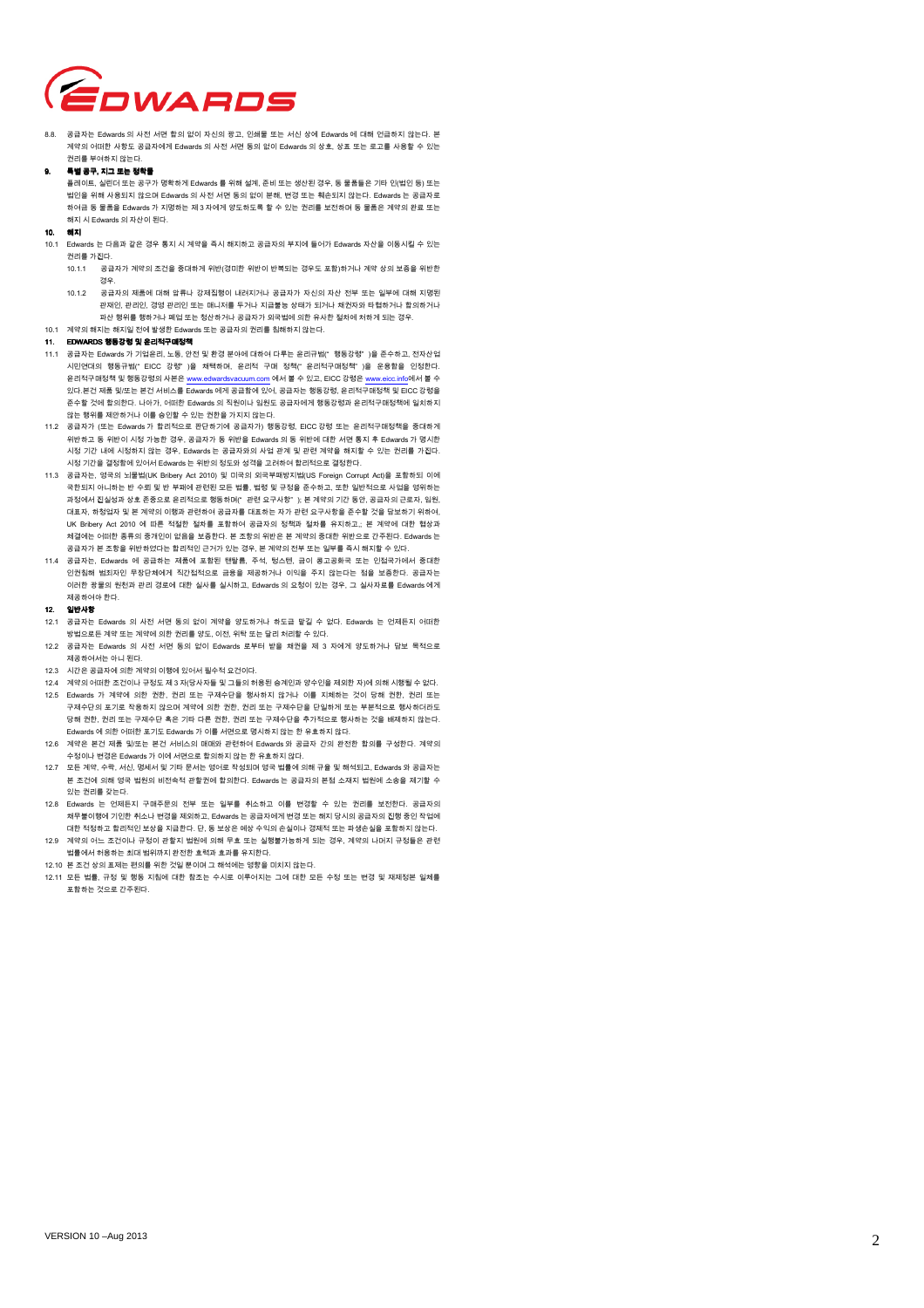8.8. 공급자는 Edwards 의 사전 서면 합의 없이 자신의 광고, 인쇄물 또는 서신 상에 Edwards 에 대해 언급하지 않는다. 본 계약의 어떠한 사항도 공급자에게 Edwards 의 사전 서면 동의 없이 Edwards 의 상호, 상표 또는 로고를 사용할 수 있는 권리를 부여하지 않는다.

**9. 특별 공구, 지그 또는 형학틀**

플레이트, 실린더 또는 공구가 명확하게 Edwards 를 위해 설계, 준비 또는 생산된 경우, 동 물품들은 기타 인(법인 등) 또는 법인을 위해 사용되지 않으며 Edwards 의 사전 서면 동의 없이 분해, 변경 또는 훼손되지 않는다. Edwards 는 공급자로 하여금 동 물품을 Edwards 가 지명하는 제 3 자에게 양도하도록 할 수 있는 권리를 보전하며 동 물품은 계약의 완료 또는 해지 시 Edwards 의 자산이 된다.

**10. 해지**

10.1 Edwards 는 다음과 같은 경우 통지 시 계약을 즉시 해지하고 공급자의 부지에 들어가 Edwards 자산을 이동시킬 수 있는 권리를 가진다.

10.1.1 공급자가 계약의 조건을 중대하게 위반(경미한 위반이 반복되는 경우도 포함)하거나 계약 상의 보증을 위반한 경우.

10.1.2 공급자의 제품에 대해 압류나 강제집행이 내려지거나 공급자가 자신의 자산 전부 또는 일부에 대해 지명된 관재인, 관리인, 경영 관리인 또는 매니저를 두거나 지급불능 상태가 되거나 채권자와 타협하거나 합의하거나 파산 행위를 행하거나 폐업 또는 청산하거나 공급자가 외국법에 의한 유사한 절차에 처하게 되는 경우.

10.1 계약의 해지는 해지일 전에 발생한 Edwards 또는 공급자의 권리를 침해하지 않는다.

**11. EDWARDS 행동강령 및 윤리적구매정책**

11.1 공급자는 Edwards 가 기업윤리, 노동, 안전 및 환경 분야에 대하여 다루는 윤리규범(" 행동강령" )을 준수하고, 전자산업 시민연대의 행동규범(" EICC 강령" )을 채택하며, 윤리적 구매 정책(" 윤리적구매정책" )을 운용함을 인정한다. 윤리적구매정책 및 행동강령의 사본은 www.edwardsvacuum.com 에서 볼 수 있고, EICC 강령은 www.eicc.info에서 볼 수 있다.본건 제품 및/또는 본건 서비스를 Edwards 에게 공급함에 있어, 공급자는 행동강령, 윤리적구매정책 및 EICC 강령을 준수할 것에 합의한다. 나아가, 어떠한 Edwards 의 직원이나 임원도 공급자에게 행동강령과 윤리적구매정책에 일치하지 않는 행위를 제안하거나 이를 승인할 수 있는 권한을 가지지 않는다.

11.2 공급자가 (또는 Edwards 가 합리적으로 판단하기에 공급자가) 행동강령, EICC 강령 또는 윤리적구매정책을 중대하게 위반하고 동 위반이 시정 가능한 경우, 공급자가 동 위반을 Edwards 의 동 위반에 대한 서면 통지 후 Edwards 가 명시한 시정 기간 내에 시정하지 않는 경우, Edwards 는 공급자와의 사업 관계 및 관련 계약을 해지할 수 있는 권리를 가진다. 시정 기간을 결정함에 있어서 Edwards 는 위반의 정도와 성격을 고려하여 합리적으로 결정한다.

11.3 공급자는, 영국의 뇌물법(UK Bribery Act 2010) 및 미국의 외국부패방지법(US Foreign Corrupt Act)을 포함하되 이에 국한되지 아니하는 반 수뢰 및 반 부패에 관련된 모든 법률, 법령 및 규정을 준수하고, 또한 일반적으로 사업을 영위하는 과정에서 집실성과 상호 존중으로 윤리적으로 행동하며(" 관련 요구사항" ); 본 계약의 기간 동안, 공급자의 근로자, 임원, 대표자, 하청업자 및 본 계약의 이행과 관련하여 공급자를 대표하는 자가 관련 요구사항을 준수할 것을 담보하기 위하여, UK Bribery Act 2010 에 따른 적절한 절차를 포함하여 공급자의 정책과 절차를 유지하고,; 본 계약에 대한 협상과 체결에는 어떠한 종류의 중개인이 없음을 보증한다. 본 조항의 위반은 본 계약의 중대한 위반으로 간주된다. Edwards 는 공급자가 본 조항을 위반하였다는 합리적인 근거가 있는 경우, 본 계약의 전부 또는 일부를 즉시 해지할 수 있다.

11.4 공급자는, Edwards 에 공급하는 제품에 포함된 탄탈륨, 주석, 텅스텐, 금이 콩고공화국 또는 인접국가에서 중대한 인권침해 범죄자인 무장단체에게 직간접적으로 금융을 제공하거나 이익을 주지 않는다는 점을 보증한다. 공급자는 이러한 광물의 원천과 관리 경로에 대한 실사를 실시하고, Edwards 의 요청이 있는 경우, 그 실사자료를 Edwards 에게 제공하여야 한다.

**12. 일반사항**

12.1 공급자는 Edwards 의 사전 서면 동의 없이 계약을 양도하거나 하도급 맡길 수 없다. Edwards 는 언제든지 어떠한 방법으로든 계약 또는 계약에 의한 권리를 양도, 이전, 위탁 또는 달리 처리할 수 있다.

12.2 공급자는 Edwards 의 사전 서면 동의 없이 Edwards 로부터 받을 채권을 제 3 자에게 양도하거나 담보 목적으로 제공하여서는 아니 된다.

12.3 시간은 공급자에 의한 계약의 이행에 있어서 필수적 요건이다.

12.4 계약의 어떠한 조건이나 규정도 제 3 자(당사자들 및 그들의 허용된 승계인과 양수인을 제외한 자)에 의해 시행될 수 없다.

12.5 Edwards 가 계약에 의한 권한, 권리 또는 구제수단을 행사하지 않거나 이를 지체하는 것이 당해 권한, 권리 또는 구제수단의 포기로 작용하지 않으며 계약에 의한 권한, 권리 또는 구제수단을 단일하게 또는 부분적으로 행사하더라도 당해 권한, 권리 또는 구제수단 혹은 기타 다른 권한, 권리 또는 구제수단을 추가적으로 행사하는 것을 배제하지 않는다. Edwards 에 의한 어떠한 포기도 Edwards 가 이를 서면으로 명시하지 않는 한 유효하지 않다.

12.6 계약은 본건 제품 및/또는 본건 서비스의 매매와 관련하여 Edwards 와 공급자 간의 완전한 합의를 구성한다. 계약의 수정이나 변경은 Edwards 가 이에 서면으로 합의하지 않는 한 유효하지 않다.

12.7 모든 계약, 수락, 서신, 명세서 및 기타 문서는 영어로 작성되어 영국 법률에 의해 규율 및 해석되고, Edwards 와 공급자는 본 조건에 의해 영국 법원의 비전속적 관할권에 합의한다. Edwards 는 공급자의 본점 소재지 법원에 소송을 제기할 수 있는 권리를 갖는다.

12.8 Edwards 는 언제든지 구매주문의 전부 또는 일부를 취소하고 이를 변경할 수 있는 권리를 보전한다. 공급자의 채무불이행에 기인한 취소나 변경을 제외하고, Edwards 는 공급자에게 변경 또는 해지 당시의 공급자의 진행 중인 작업에 대한 적정하고 합리적인 보상을 지급한다. 단, 동 보상은 예상 수익의 손실이나 경제적 또는 파생손실을 포함하지 않는다.

12.9 계약의 어느 조건이나 규정이 관할지 법원에 의해 무효 또는 실행불가능하게 되는 경우, 계약의 나머지 규정들은 관련 법률에서 허용하는 최대 범위까지 완전한 효력과 효과를 유지한다.

12.10 본 조건 상의 표제는 편의를 위한 것일 뿐이며 그 해석에는 영향을 미치지 않는다.

12.11 모든 법률, 규정 및 행동 지침에 대한 참조는 수시로 이루어지는 그에 대한 모든 수정 또는 변경 및 재제정본 일체를 포함하는 것으로 간주된다.

VERSION 10 –Aug 2013